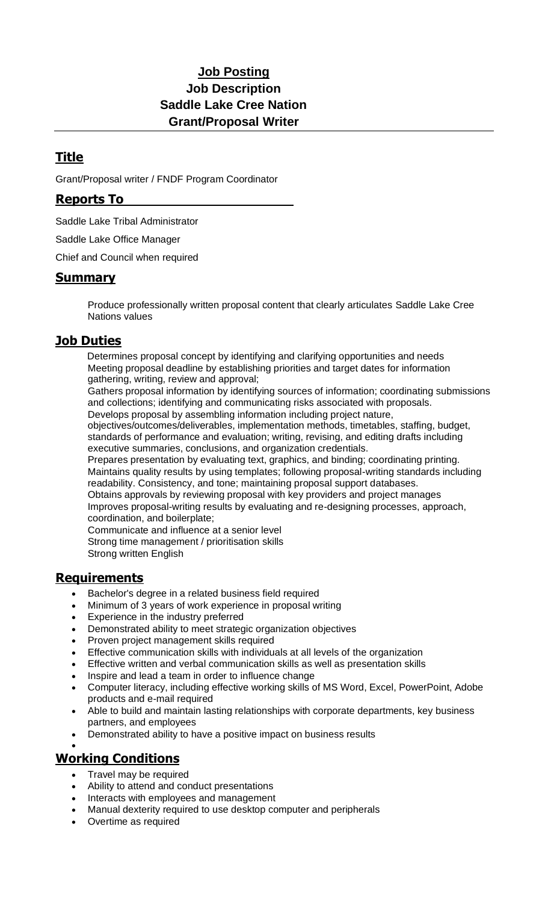**Job Posting**
**Job Description**
**Saddle Lake Cree Nation**
**Grant/Proposal Writer**

## Title

Grant/Proposal writer / FNDF Program Coordinator

## Reports To

Saddle Lake Tribal Administrator

Saddle Lake Office Manager

Chief and Council when required

## Summary

Produce professionally written proposal content that clearly articulates Saddle Lake Cree Nations values

## Job Duties

Determines proposal concept by identifying and clarifying opportunities and needs
Meeting proposal deadline by establishing priorities and target dates for information gathering, writing, review and approval;
Gathers proposal information by identifying sources of information; coordinating submissions and collections; identifying and communicating risks associated with proposals.
Develops proposal by assembling information including project nature, objectives/outcomes/deliverables, implementation methods, timetables, staffing, budget, standards of performance and evaluation; writing, revising, and editing drafts including executive summaries, conclusions, and organization credentials.
Prepares presentation by evaluating text, graphics, and binding; coordinating printing.
Maintains quality results by using templates; following proposal-writing standards including readability. Consistency, and tone; maintaining proposal support databases.
Obtains approvals by reviewing proposal with key providers and project manages
Improves proposal-writing results by evaluating and re-designing processes, approach, coordination, and boilerplate;
Communicate and influence at a senior level
Strong time management / prioritisation skills
Strong written English

## Requirements

- Bachelor's degree in a related business field required
- Minimum of 3 years of work experience in proposal writing
- Experience in the industry preferred
- Demonstrated ability to meet strategic organization objectives
- Proven project management skills required
- Effective communication skills with individuals at all levels of the organization
- Effective written and verbal communication skills as well as presentation skills
- Inspire and lead a team in order to influence change
- Computer literacy, including effective working skills of MS Word, Excel, PowerPoint, Adobe products and e-mail required
- Able to build and maintain lasting relationships with corporate departments, key business partners, and employees
- Demonstrated ability to have a positive impact on business results

## Working Conditions

- Travel may be required
- Ability to attend and conduct presentations
- Interacts with employees and management
- Manual dexterity required to use desktop computer and peripherals
- Overtime as required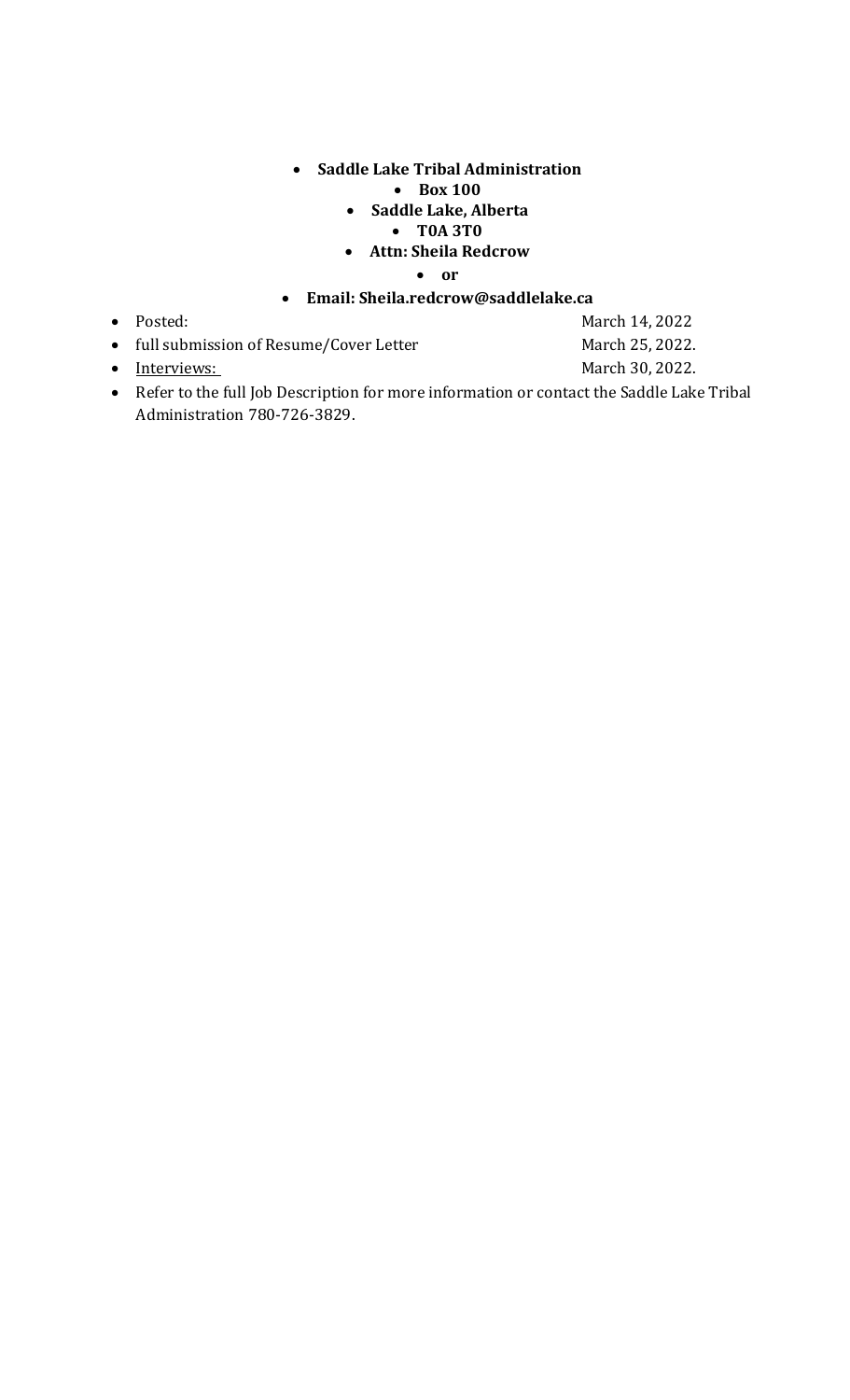- **Saddle Lake Tribal Administration**
- **Box 100**
- **Saddle Lake, Alberta**
- **T0A 3T0**
- **Attn: Sheila Redcrow**
- **or**
- **Email: Sheila.redcrow@saddlelake.ca**

- Posted: March 14, 2022
- full submission of Resume/Cover Letter March 25, 2022.
- Interviews: March 30, 2022.
- Refer to the full Job Description for more information or contact the Saddle Lake Tribal Administration 780-726-3829.